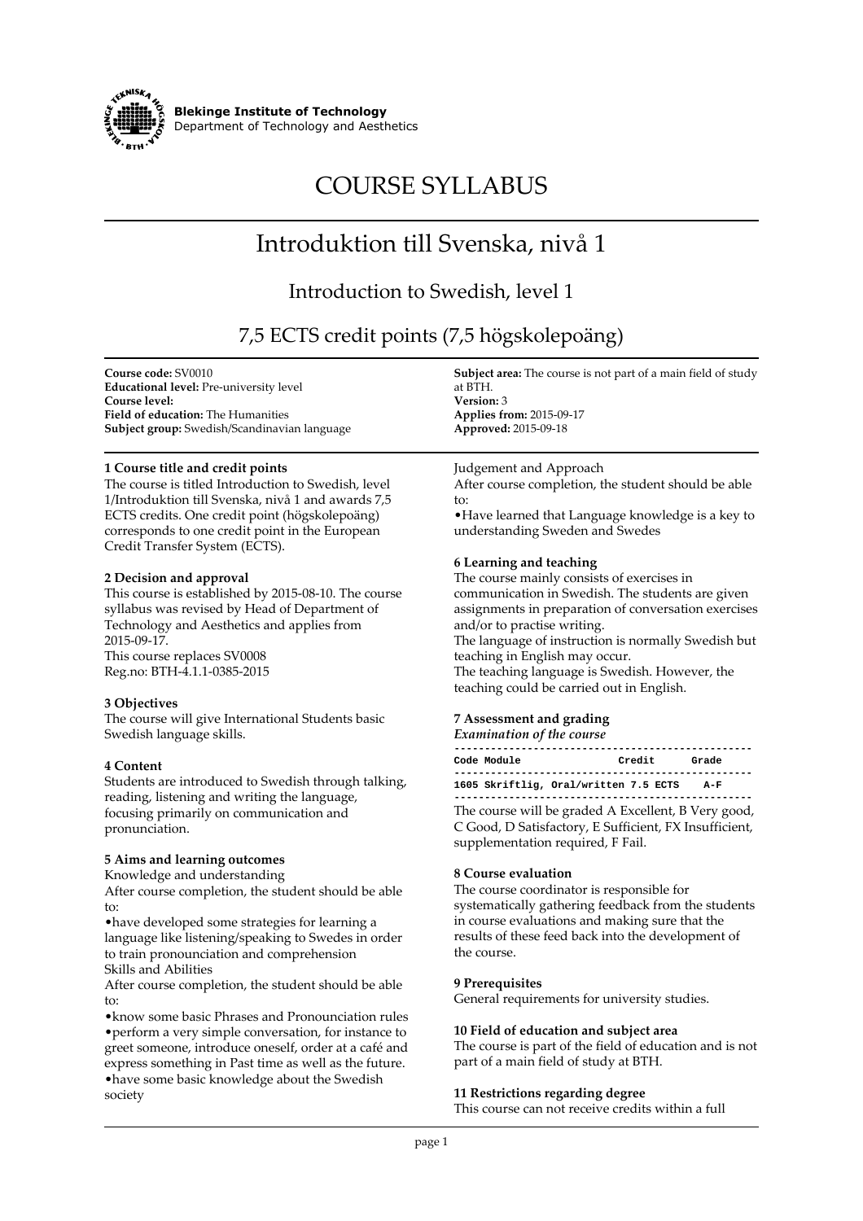**Blekinge Institute of Technology**
Department of Technology and Aesthetics

# COURSE SYLLABUS

# Introduktion till Svenska, nivå 1

## Introduction to Swedish, level 1

## 7,5 ECTS credit points (7,5 högskolepoäng)

**Course code:** SV0010
**Educational level:** Pre-university level
**Course level:**
**Field of education:** The Humanities
**Subject group:** Swedish/Scandinavian language
**Subject area:** The course is not part of a main field of study at BTH.
**Version:** 3
**Applies from:** 2015-09-17
**Approved:** 2015-09-18

### 1 Course title and credit points

The course is titled Introduction to Swedish, level 1/Introduktion till Svenska, nivå 1 and awards 7,5 ECTS credits. One credit point (högskolepoäng) corresponds to one credit point in the European Credit Transfer System (ECTS).

### 2 Decision and approval

This course is established by 2015-08-10. The course syllabus was revised by Head of Department of Technology and Aesthetics and applies from 2015-09-17.
This course replaces SV0008
Reg.no: BTH-4.1.1-0385-2015

### 3 Objectives

The course will give International Students basic Swedish language skills.

### 4 Content

Students are introduced to Swedish through talking, reading, listening and writing the language, focusing primarily on communication and pronunciation.

### 5 Aims and learning outcomes

Knowledge and understanding
After course completion, the student should be able to:

- have developed some strategies for learning a language like listening/speaking to Swedes in order to train pronounciation and comprehension

Skills and Abilities
After course completion, the student should be able to:

- know some basic Phrases and Pronounciation rules
- perform a very simple conversation, for instance to greet someone, introduce oneself, order at a café and express something in Past time as well as the future.
- have some basic knowledge about the Swedish society

Judgement and Approach
After course completion, the student should be able to:

- Have learned that Language knowledge is a key to understanding Sweden and Swedes

### 6 Learning and teaching

The course mainly consists of exercises in communication in Swedish. The students are given assignments in preparation of conversation exercises and/or to practise writing.
The language of instruction is normally Swedish but teaching in English may occur.
The teaching language is Swedish. However, the teaching could be carried out in English.

### 7 Assessment and grading

*Examination of the course*

| Code | Module | Credit | Grade |
|---|---|---|---|
| 1605 | Skriftlig, Oral/written | 7.5 ECTS | A-F |

The course will be graded A Excellent, B Very good, C Good, D Satisfactory, E Sufficient, FX Insufficient, supplementation required, F Fail.

### 8 Course evaluation

The course coordinator is responsible for systematically gathering feedback from the students in course evaluations and making sure that the results of these feed back into the development of the course.

### 9 Prerequisites

General requirements for university studies.

### 10 Field of education and subject area

The course is part of the field of education and is not part of a main field of study at BTH.

### 11 Restrictions regarding degree

This course can not receive credits within a full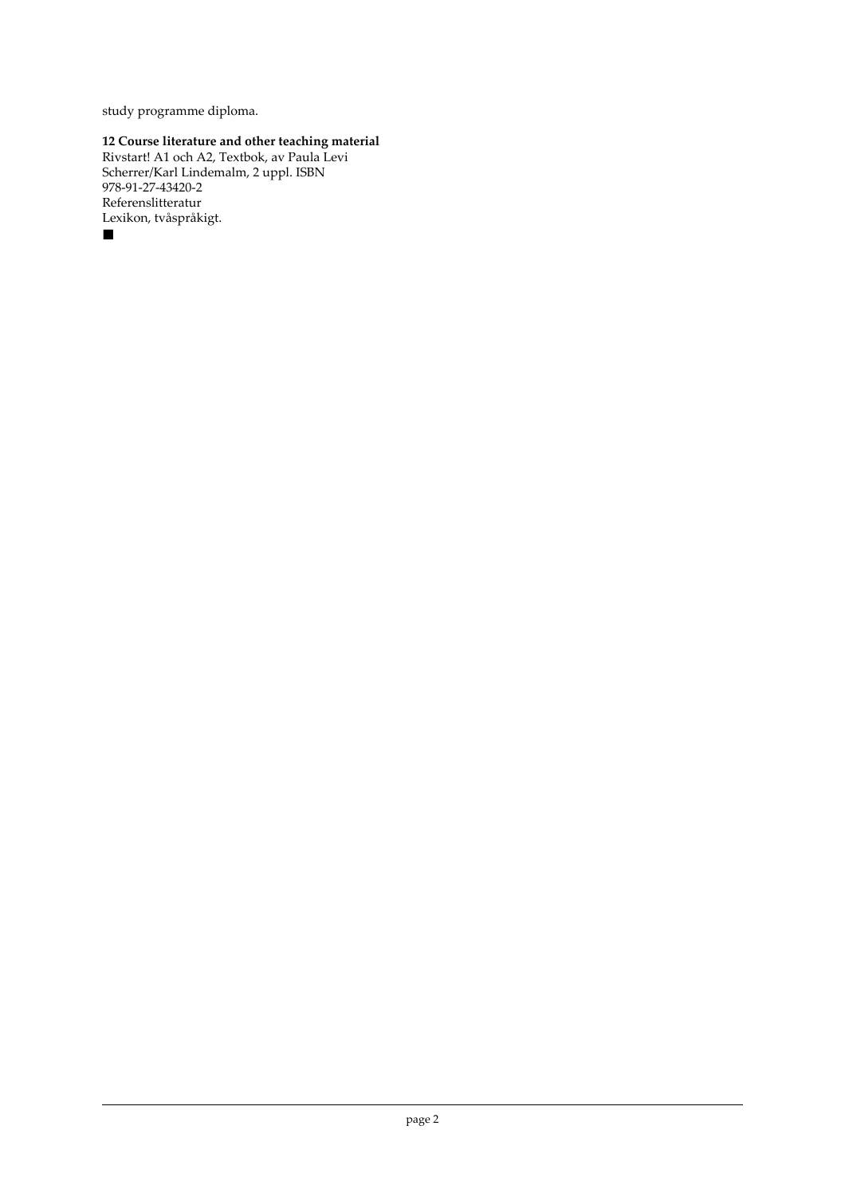study programme diploma.

**12 Course literature and other teaching material**

Rivstart! A1 och A2, Textbok, av Paula Levi Scherrer/Karl Lindemalm, 2 uppl. ISBN 978-91-27-43420-2

Referenslitteratur

Lexikon, tvåspråkigt.

■